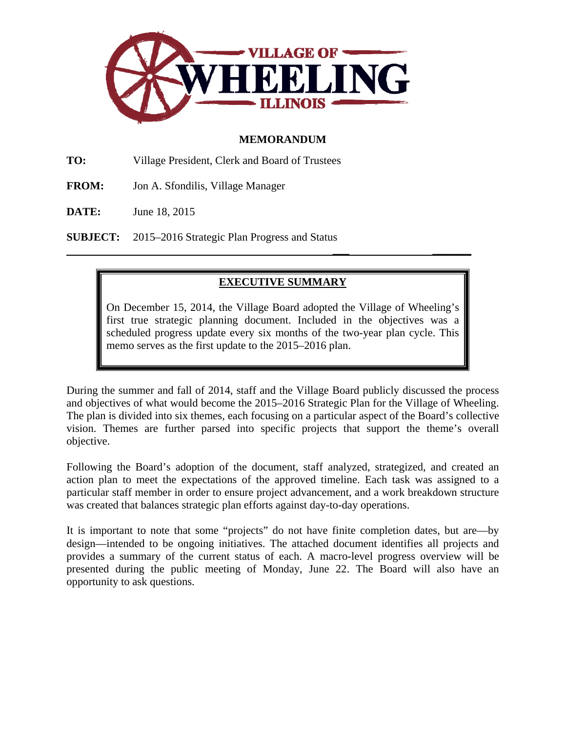VILLAGE OF WHEELING ILLINOIS

# MEMORANDUM

**TO:** Village President, Clerk and Board of Trustees

**FROM:** Jon A. Sfondilis, Village Manager

**DATE:** June 18, 2015

**SUBJECT:** 2015–2016 Strategic Plan Progress and Status

---

## EXECUTIVE SUMMARY

On December 15, 2014, the Village Board adopted the Village of Wheeling's first true strategic planning document. Included in the objectives was a scheduled progress update every six months of the two-year plan cycle. This memo serves as the first update to the 2015–2016 plan.

During the summer and fall of 2014, staff and the Village Board publicly discussed the process and objectives of what would become the 2015–2016 Strategic Plan for the Village of Wheeling. The plan is divided into six themes, each focusing on a particular aspect of the Board's collective vision. Themes are further parsed into specific projects that support the theme's overall objective.

Following the Board's adoption of the document, staff analyzed, strategized, and created an action plan to meet the expectations of the approved timeline. Each task was assigned to a particular staff member in order to ensure project advancement, and a work breakdown structure was created that balances strategic plan efforts against day-to-day operations.

It is important to note that some "projects" do not have finite completion dates, but are—by design—intended to be ongoing initiatives. The attached document identifies all projects and provides a summary of the current status of each. A macro-level progress overview will be presented during the public meeting of Monday, June 22. The Board will also have an opportunity to ask questions.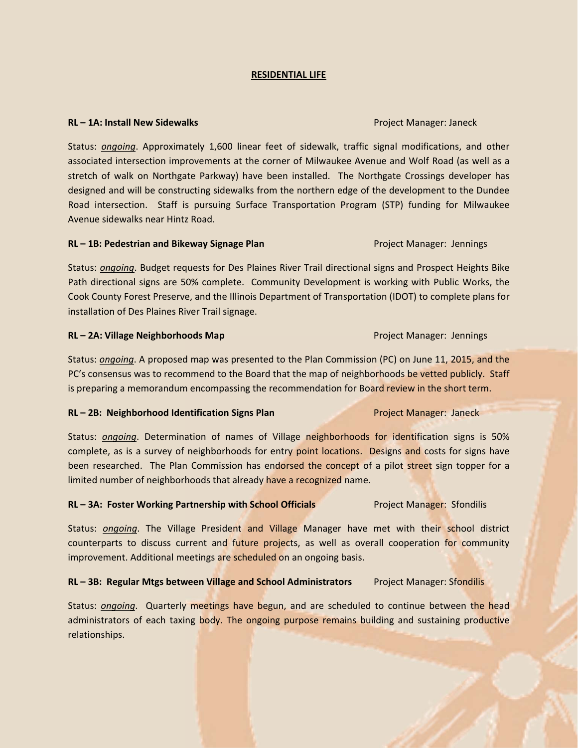## RESIDENTIAL LIFE

**RL – 1A: Install New Sidewalks** Project Manager: Janeck

Status: ***ongoing***. Approximately 1,600 linear feet of sidewalk, traffic signal modifications, and other associated intersection improvements at the corner of Milwaukee Avenue and Wolf Road (as well as a stretch of walk on Northgate Parkway) have been installed. The Northgate Crossings developer has designed and will be constructing sidewalks from the northern edge of the development to the Dundee Road intersection. Staff is pursuing Surface Transportation Program (STP) funding for Milwaukee Avenue sidewalks near Hintz Road.

**RL – 1B: Pedestrian and Bikeway Signage Plan** Project Manager: Jennings

Status: ***ongoing***. Budget requests for Des Plaines River Trail directional signs and Prospect Heights Bike Path directional signs are 50% complete. Community Development is working with Public Works, the Cook County Forest Preserve, and the Illinois Department of Transportation (IDOT) to complete plans for installation of Des Plaines River Trail signage.

**RL – 2A: Village Neighborhoods Map** Project Manager: Jennings

Status: ***ongoing***. A proposed map was presented to the Plan Commission (PC) on June 11, 2015, and the PC's consensus was to recommend to the Board that the map of neighborhoods be vetted publicly. Staff is preparing a memorandum encompassing the recommendation for Board review in the short term.

**RL – 2B: Neighborhood Identification Signs Plan** Project Manager: Janeck

Status: ***ongoing***. Determination of names of Village neighborhoods for identification signs is 50% complete, as is a survey of neighborhoods for entry point locations. Designs and costs for signs have been researched. The Plan Commission has endorsed the concept of a pilot street sign topper for a limited number of neighborhoods that already have a recognized name.

**RL – 3A: Foster Working Partnership with School Officials** Project Manager: Sfondilis

Status: ***ongoing***. The Village President and Village Manager have met with their school district counterparts to discuss current and future projects, as well as overall cooperation for community improvement. Additional meetings are scheduled on an ongoing basis.

**RL – 3B: Regular Mtgs between Village and School Administrators** Project Manager: Sfondilis

Status: ***ongoing***. Quarterly meetings have begun, and are scheduled to continue between the head administrators of each taxing body. The ongoing purpose remains building and sustaining productive relationships.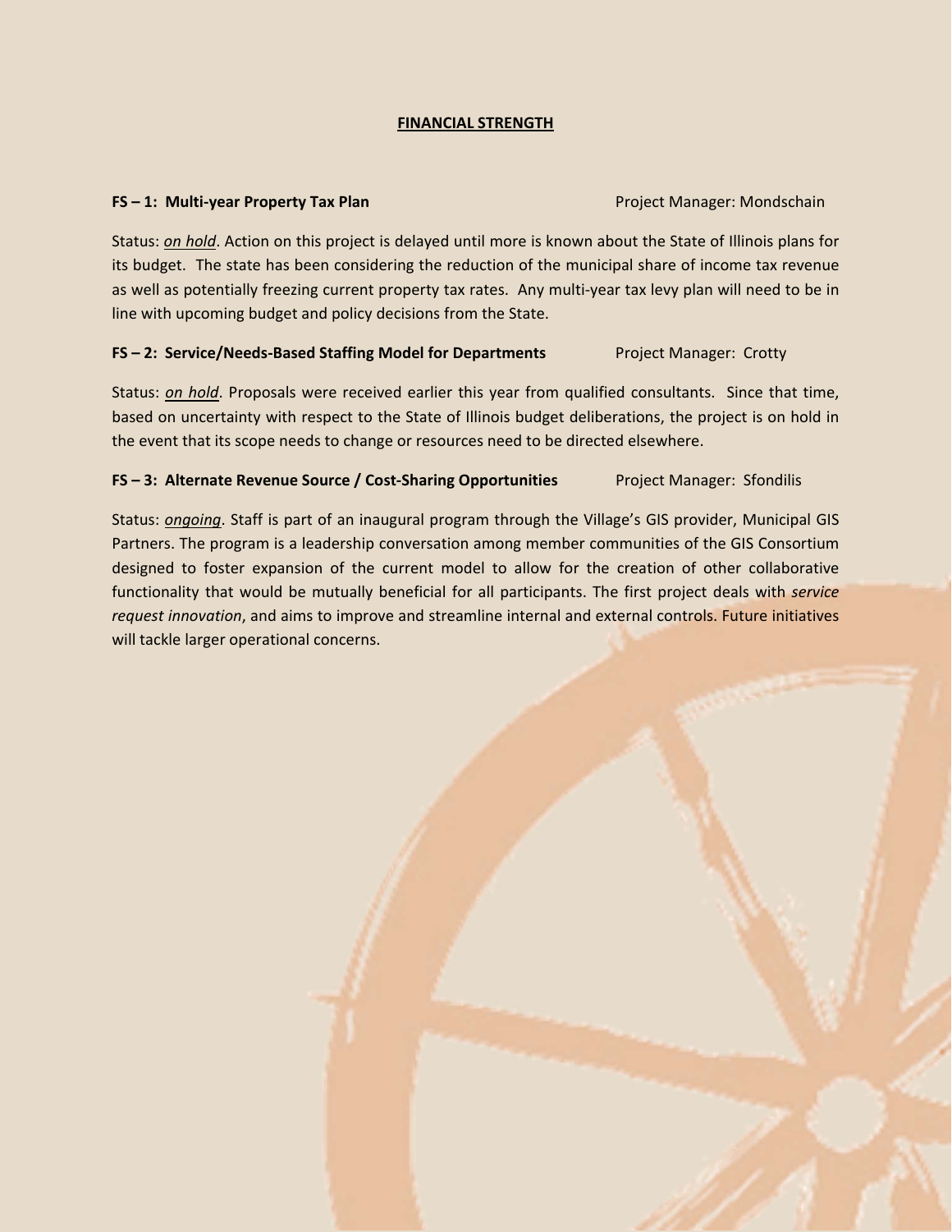## FINANCIAL STRENGTH

**FS – 1: Multi-year Property Tax Plan** Project Manager: Mondschain

Status: *on hold*. Action on this project is delayed until more is known about the State of Illinois plans for its budget. The state has been considering the reduction of the municipal share of income tax revenue as well as potentially freezing current property tax rates. Any multi-year tax levy plan will need to be in line with upcoming budget and policy decisions from the State.

**FS – 2: Service/Needs-Based Staffing Model for Departments** Project Manager: Crotty

Status: *on hold*. Proposals were received earlier this year from qualified consultants. Since that time, based on uncertainty with respect to the State of Illinois budget deliberations, the project is on hold in the event that its scope needs to change or resources need to be directed elsewhere.

**FS – 3: Alternate Revenue Source / Cost-Sharing Opportunities** Project Manager: Sfondilis

Status: *ongoing*. Staff is part of an inaugural program through the Village's GIS provider, Municipal GIS Partners. The program is a leadership conversation among member communities of the GIS Consortium designed to foster expansion of the current model to allow for the creation of other collaborative functionality that would be mutually beneficial for all participants. The first project deals with *service request innovation*, and aims to improve and streamline internal and external controls. Future initiatives will tackle larger operational concerns.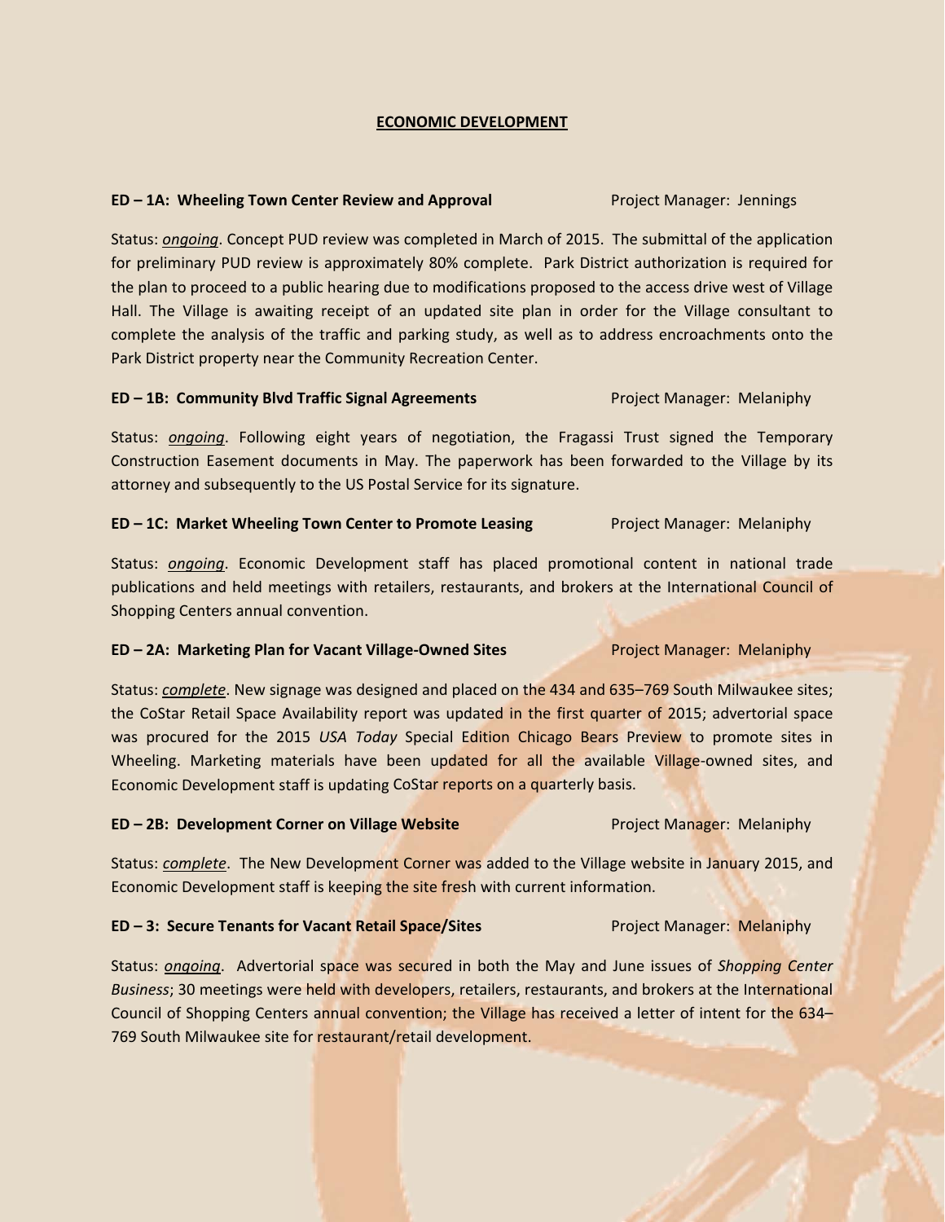## ECONOMIC DEVELOPMENT

**ED – 1A: Wheeling Town Center Review and Approval** Project Manager: Jennings

Status: *ongoing*. Concept PUD review was completed in March of 2015. The submittal of the application for preliminary PUD review is approximately 80% complete. Park District authorization is required for the plan to proceed to a public hearing due to modifications proposed to the access drive west of Village Hall. The Village is awaiting receipt of an updated site plan in order for the Village consultant to complete the analysis of the traffic and parking study, as well as to address encroachments onto the Park District property near the Community Recreation Center.

**ED – 1B: Community Blvd Traffic Signal Agreements** Project Manager: Melaniphy

Status: *ongoing*. Following eight years of negotiation, the Fragassi Trust signed the Temporary Construction Easement documents in May. The paperwork has been forwarded to the Village by its attorney and subsequently to the US Postal Service for its signature.

**ED – 1C: Market Wheeling Town Center to Promote Leasing** Project Manager: Melaniphy

Status: *ongoing*. Economic Development staff has placed promotional content in national trade publications and held meetings with retailers, restaurants, and brokers at the International Council of Shopping Centers annual convention.

**ED – 2A: Marketing Plan for Vacant Village-Owned Sites** Project Manager: Melaniphy

Status: *complete*. New signage was designed and placed on the 434 and 635–769 South Milwaukee sites; the CoStar Retail Space Availability report was updated in the first quarter of 2015; advertorial space was procured for the 2015 *USA Today* Special Edition Chicago Bears Preview to promote sites in Wheeling. Marketing materials have been updated for all the available Village-owned sites, and Economic Development staff is updating CoStar reports on a quarterly basis.

**ED – 2B: Development Corner on Village Website** Project Manager: Melaniphy

Status: *complete*. The New Development Corner was added to the Village website in January 2015, and Economic Development staff is keeping the site fresh with current information.

**ED – 3: Secure Tenants for Vacant Retail Space/Sites** Project Manager: Melaniphy

Status: *ongoing*. Advertorial space was secured in both the May and June issues of *Shopping Center Business*; 30 meetings were held with developers, retailers, restaurants, and brokers at the International Council of Shopping Centers annual convention; the Village has received a letter of intent for the 634–769 South Milwaukee site for restaurant/retail development.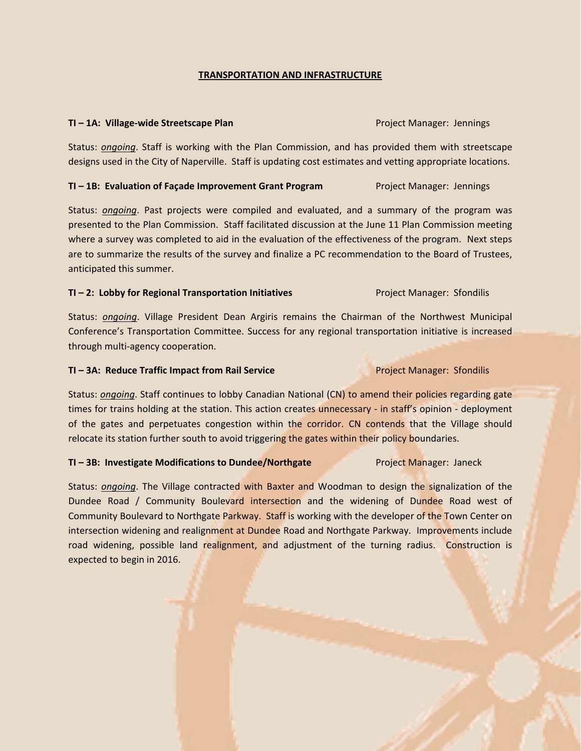## TRANSPORTATION AND INFRASTRUCTURE

**TI – 1A: Village-wide Streetscape Plan** Project Manager: Jennings

Status: *ongoing*. Staff is working with the Plan Commission, and has provided them with streetscape designs used in the City of Naperville. Staff is updating cost estimates and vetting appropriate locations.

**TI – 1B: Evaluation of Façade Improvement Grant Program** Project Manager: Jennings

Status: *ongoing*. Past projects were compiled and evaluated, and a summary of the program was presented to the Plan Commission. Staff facilitated discussion at the June 11 Plan Commission meeting where a survey was completed to aid in the evaluation of the effectiveness of the program. Next steps are to summarize the results of the survey and finalize a PC recommendation to the Board of Trustees, anticipated this summer.

**TI – 2: Lobby for Regional Transportation Initiatives** Project Manager: Sfondilis

Status: *ongoing*. Village President Dean Argiris remains the Chairman of the Northwest Municipal Conference's Transportation Committee. Success for any regional transportation initiative is increased through multi-agency cooperation.

**TI – 3A: Reduce Traffic Impact from Rail Service** Project Manager: Sfondilis

Status: *ongoing*. Staff continues to lobby Canadian National (CN) to amend their policies regarding gate times for trains holding at the station. This action creates unnecessary - in staff's opinion - deployment of the gates and perpetuates congestion within the corridor. CN contends that the Village should relocate its station further south to avoid triggering the gates within their policy boundaries.

**TI – 3B: Investigate Modifications to Dundee/Northgate** Project Manager: Janeck

Status: *ongoing*. The Village contracted with Baxter and Woodman to design the signalization of the Dundee Road / Community Boulevard intersection and the widening of Dundee Road west of Community Boulevard to Northgate Parkway. Staff is working with the developer of the Town Center on intersection widening and realignment at Dundee Road and Northgate Parkway. Improvements include road widening, possible land realignment, and adjustment of the turning radius. Construction is expected to begin in 2016.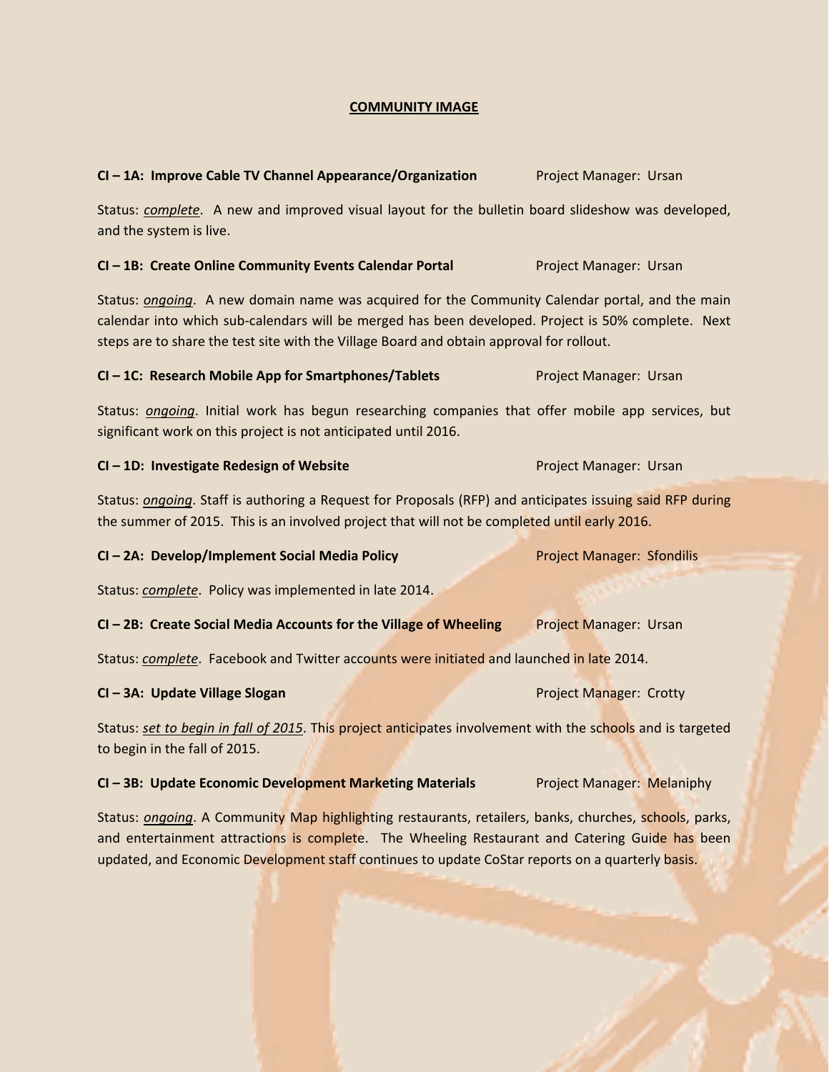## COMMUNITY IMAGE

**CI – 1A: Improve Cable TV Channel Appearance/Organization** Project Manager: Ursan

Status: ***complete***. A new and improved visual layout for the bulletin board slideshow was developed, and the system is live.

**CI – 1B: Create Online Community Events Calendar Portal** Project Manager: Ursan

Status: ***ongoing***. A new domain name was acquired for the Community Calendar portal, and the main calendar into which sub-calendars will be merged has been developed. Project is 50% complete. Next steps are to share the test site with the Village Board and obtain approval for rollout.

**CI – 1C: Research Mobile App for Smartphones/Tablets** Project Manager: Ursan

Status: ***ongoing***. Initial work has begun researching companies that offer mobile app services, but significant work on this project is not anticipated until 2016.

**CI – 1D: Investigate Redesign of Website** Project Manager: Ursan

Status: ***ongoing***. Staff is authoring a Request for Proposals (RFP) and anticipates issuing said RFP during the summer of 2015. This is an involved project that will not be completed until early 2016.

**CI – 2A: Develop/Implement Social Media Policy** Project Manager: Sfondilis

Status: ***complete***. Policy was implemented in late 2014.

**CI – 2B: Create Social Media Accounts for the Village of Wheeling** Project Manager: Ursan

Status: ***complete***. Facebook and Twitter accounts were initiated and launched in late 2014.

**CI – 3A: Update Village Slogan** Project Manager: Crotty

Status: ***set to begin in fall of 2015***. This project anticipates involvement with the schools and is targeted to begin in the fall of 2015.

**CI – 3B: Update Economic Development Marketing Materials** Project Manager: Melaniphy

Status: ***ongoing***. A Community Map highlighting restaurants, retailers, banks, churches, schools, parks, and entertainment attractions is complete. The Wheeling Restaurant and Catering Guide has been updated, and Economic Development staff continues to update CoStar reports on a quarterly basis.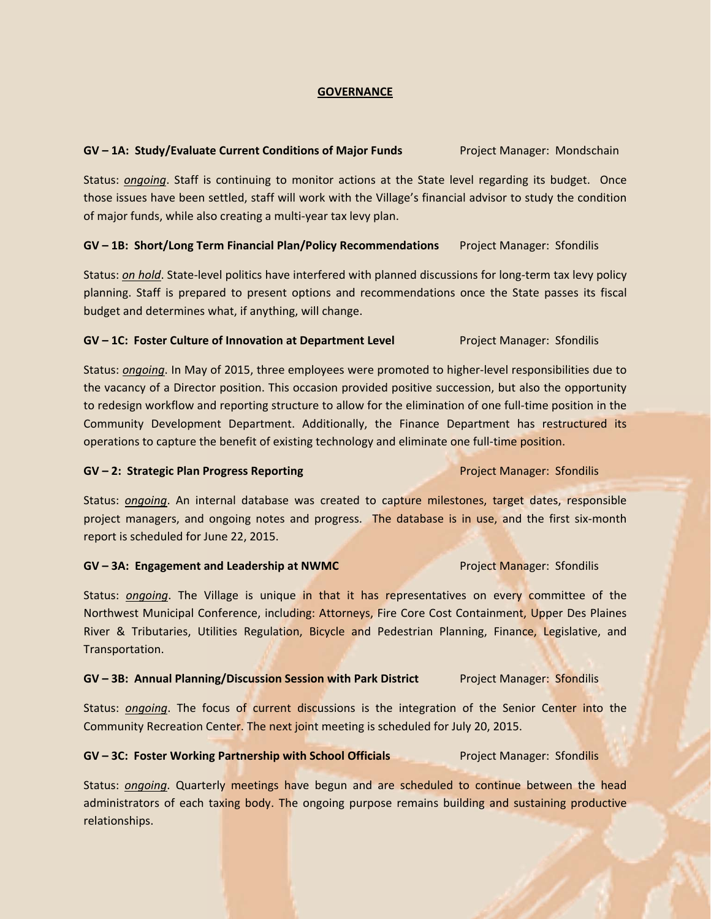## GOVERNANCE

**GV – 1A: Study/Evaluate Current Conditions of Major Funds** Project Manager: Mondschain

Status: ***ongoing***. Staff is continuing to monitor actions at the State level regarding its budget. Once those issues have been settled, staff will work with the Village's financial advisor to study the condition of major funds, while also creating a multi-year tax levy plan.

**GV – 1B: Short/Long Term Financial Plan/Policy Recommendations** Project Manager: Sfondilis

Status: ***on hold***. State-level politics have interfered with planned discussions for long-term tax levy policy planning. Staff is prepared to present options and recommendations once the State passes its fiscal budget and determines what, if anything, will change.

**GV – 1C: Foster Culture of Innovation at Department Level** Project Manager: Sfondilis

Status: ***ongoing***. In May of 2015, three employees were promoted to higher-level responsibilities due to the vacancy of a Director position. This occasion provided positive succession, but also the opportunity to redesign workflow and reporting structure to allow for the elimination of one full-time position in the Community Development Department. Additionally, the Finance Department has restructured its operations to capture the benefit of existing technology and eliminate one full-time position.

**GV – 2: Strategic Plan Progress Reporting** Project Manager: Sfondilis

Status: ***ongoing***. An internal database was created to capture milestones, target dates, responsible project managers, and ongoing notes and progress. The database is in use, and the first six-month report is scheduled for June 22, 2015.

**GV – 3A: Engagement and Leadership at NWMC** Project Manager: Sfondilis

Status: ***ongoing***. The Village is unique in that it has representatives on every committee of the Northwest Municipal Conference, including: Attorneys, Fire Core Cost Containment, Upper Des Plaines River & Tributaries, Utilities Regulation, Bicycle and Pedestrian Planning, Finance, Legislative, and Transportation.

**GV – 3B: Annual Planning/Discussion Session with Park District** Project Manager: Sfondilis

Status: ***ongoing***. The focus of current discussions is the integration of the Senior Center into the Community Recreation Center. The next joint meeting is scheduled for July 20, 2015.

**GV – 3C: Foster Working Partnership with School Officials** Project Manager: Sfondilis

Status: ***ongoing***. Quarterly meetings have begun and are scheduled to continue between the head administrators of each taxing body. The ongoing purpose remains building and sustaining productive relationships.